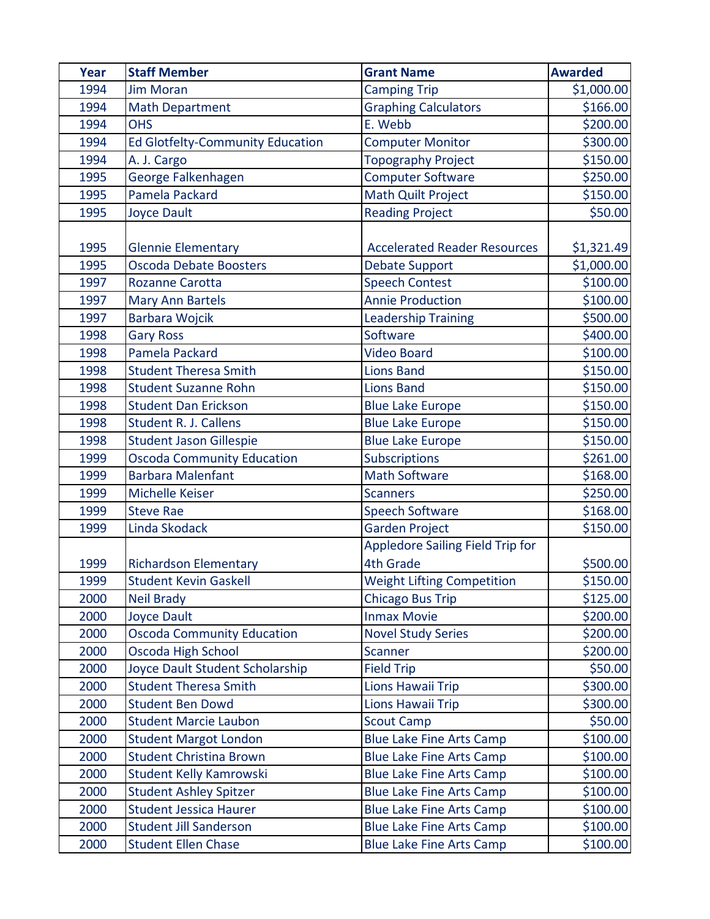| Year | Staff Member | Grant Name | Awarded |
|---|---|---|---|
| 1994 | Jim Moran | Camping Trip | $1,000.00 |
| 1994 | Math Department | Graphing Calculators | $166.00 |
| 1994 | OHS | E. Webb | $200.00 |
| 1994 | Ed Glotfelty-Community Education | Computer Monitor | $300.00 |
| 1994 | A. J. Cargo | Topography Project | $150.00 |
| 1995 | George Falkenhagen | Computer Software | $250.00 |
| 1995 | Pamela Packard | Math Quilt Project | $150.00 |
| 1995 | Joyce Dault | Reading Project | $50.00 |
| 1995 | Glennie Elementary | Accelerated Reader Resources | $1,321.49 |
| 1995 | Oscoda Debate Boosters | Debate Support | $1,000.00 |
| 1997 | Rozanne Carotta | Speech Contest | $100.00 |
| 1997 | Mary Ann Bartels | Annie Production | $100.00 |
| 1997 | Barbara Wojcik | Leadership Training | $500.00 |
| 1998 | Gary Ross | Software | $400.00 |
| 1998 | Pamela Packard | Video Board | $100.00 |
| 1998 | Student Theresa Smith | Lions Band | $150.00 |
| 1998 | Student Suzanne Rohn | Lions Band | $150.00 |
| 1998 | Student Dan Erickson | Blue Lake Europe | $150.00 |
| 1998 | Student R. J. Callens | Blue Lake Europe | $150.00 |
| 1998 | Student Jason Gillespie | Blue Lake Europe | $150.00 |
| 1999 | Oscoda Community Education | Subscriptions | $261.00 |
| 1999 | Barbara Malenfant | Math Software | $168.00 |
| 1999 | Michelle Keiser | Scanners | $250.00 |
| 1999 | Steve Rae | Speech Software | $168.00 |
| 1999 | Linda Skodack | Garden Project | $150.00 |
| 1999 | Richardson Elementary | Appledore Sailing Field Trip for 4th Grade | $500.00 |
| 1999 | Student Kevin Gaskell | Weight Lifting Competition | $150.00 |
| 2000 | Neil Brady | Chicago Bus Trip | $125.00 |
| 2000 | Joyce Dault | Inmax Movie | $200.00 |
| 2000 | Oscoda Community Education | Novel Study Series | $200.00 |
| 2000 | Oscoda High School | Scanner | $200.00 |
| 2000 | Joyce Dault Student Scholarship | Field Trip | $50.00 |
| 2000 | Student Theresa Smith | Lions Hawaii Trip | $300.00 |
| 2000 | Student Ben Dowd | Lions Hawaii Trip | $300.00 |
| 2000 | Student Marcie Laubon | Scout Camp | $50.00 |
| 2000 | Student Margot London | Blue Lake Fine Arts Camp | $100.00 |
| 2000 | Student Christina Brown | Blue Lake Fine Arts Camp | $100.00 |
| 2000 | Student Kelly Kamrowski | Blue Lake Fine Arts Camp | $100.00 |
| 2000 | Student Ashley Spitzer | Blue Lake Fine Arts Camp | $100.00 |
| 2000 | Student Jessica Haurer | Blue Lake Fine Arts Camp | $100.00 |
| 2000 | Student Jill Sanderson | Blue Lake Fine Arts Camp | $100.00 |
| 2000 | Student Ellen Chase | Blue Lake Fine Arts Camp | $100.00 |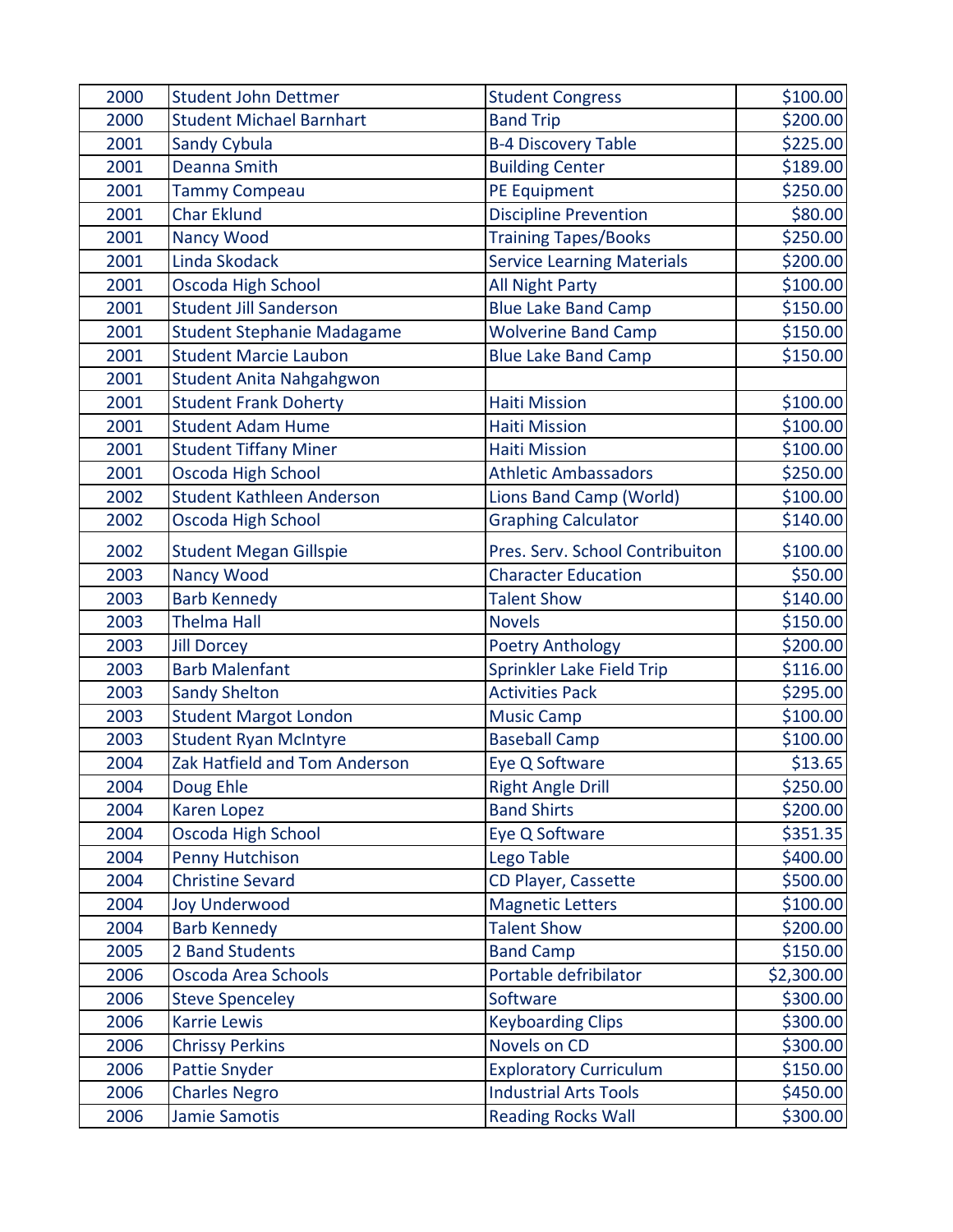| | | | |
|---|---|---|---|
| 2000 | Student John Dettmer | Student Congress | $100.00 |
| 2000 | Student Michael Barnhart | Band Trip | $200.00 |
| 2001 | Sandy Cybula | B-4 Discovery Table | $225.00 |
| 2001 | Deanna Smith | Building Center | $189.00 |
| 2001 | Tammy Compeau | PE Equipment | $250.00 |
| 2001 | Char Eklund | Discipline Prevention | $80.00 |
| 2001 | Nancy Wood | Training Tapes/Books | $250.00 |
| 2001 | Linda Skodack | Service Learning Materials | $200.00 |
| 2001 | Oscoda High School | All Night Party | $100.00 |
| 2001 | Student Jill Sanderson | Blue Lake Band Camp | $150.00 |
| 2001 | Student Stephanie Madagame | Wolverine Band Camp | $150.00 |
| 2001 | Student Marcie Laubon | Blue Lake Band Camp | $150.00 |
| 2001 | Student Anita Nahgahgwon | | |
| 2001 | Student Frank Doherty | Haiti Mission | $100.00 |
| 2001 | Student Adam Hume | Haiti Mission | $100.00 |
| 2001 | Student Tiffany Miner | Haiti Mission | $100.00 |
| 2001 | Oscoda High School | Athletic Ambassadors | $250.00 |
| 2002 | Student Kathleen Anderson | Lions Band Camp (World) | $100.00 |
| 2002 | Oscoda High School | Graphing Calculator | $140.00 |
| 2002 | Student Megan Gillspie | Pres. Serv. School Contribuiton | $100.00 |
| 2003 | Nancy Wood | Character Education | $50.00 |
| 2003 | Barb Kennedy | Talent Show | $140.00 |
| 2003 | Thelma Hall | Novels | $150.00 |
| 2003 | Jill Dorcey | Poetry Anthology | $200.00 |
| 2003 | Barb Malenfant | Sprinkler Lake Field Trip | $116.00 |
| 2003 | Sandy Shelton | Activities Pack | $295.00 |
| 2003 | Student Margot London | Music Camp | $100.00 |
| 2003 | Student Ryan McIntyre | Baseball Camp | $100.00 |
| 2004 | Zak Hatfield and Tom Anderson | Eye Q Software | $13.65 |
| 2004 | Doug Ehle | Right Angle Drill | $250.00 |
| 2004 | Karen Lopez | Band Shirts | $200.00 |
| 2004 | Oscoda High School | Eye Q Software | $351.35 |
| 2004 | Penny Hutchison | Lego Table | $400.00 |
| 2004 | Christine Sevard | CD Player, Cassette | $500.00 |
| 2004 | Joy Underwood | Magnetic Letters | $100.00 |
| 2004 | Barb Kennedy | Talent Show | $200.00 |
| 2005 | 2 Band Students | Band Camp | $150.00 |
| 2006 | Oscoda Area Schools | Portable defribrilator | $2,300.00 |
| 2006 | Steve Spenceley | Software | $300.00 |
| 2006 | Karrie Lewis | Keyboarding Clips | $300.00 |
| 2006 | Chrissy Perkins | Novels on CD | $300.00 |
| 2006 | Pattie Snyder | Exploratory Curriculum | $150.00 |
| 2006 | Charles Negro | Industrial Arts Tools | $450.00 |
| 2006 | Jamie Samotis | Reading Rocks Wall | $300.00 |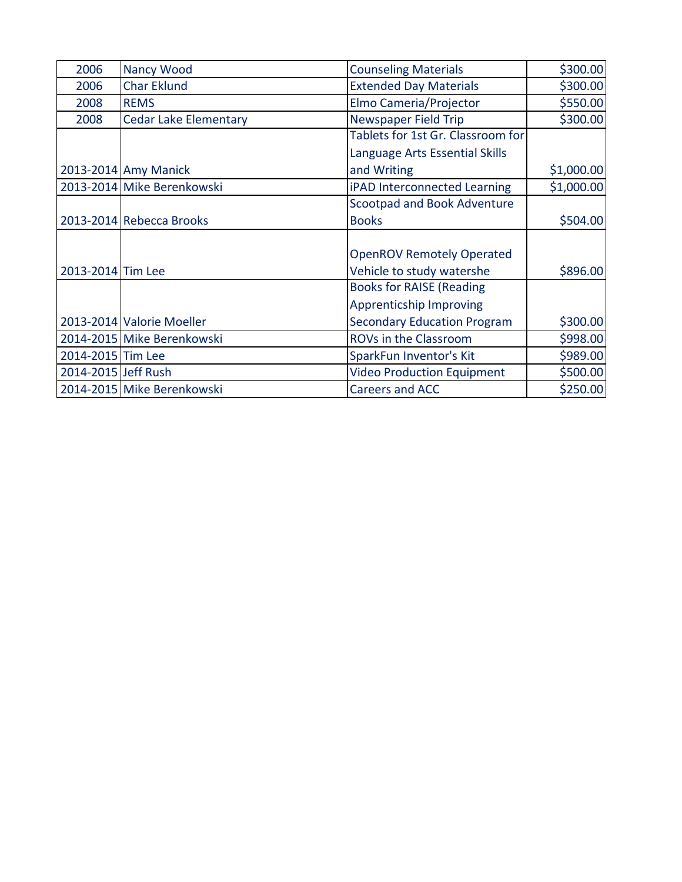| | | | |
|---|---|---|---|
| 2006 | Nancy Wood | Counseling Materials | $300.00 |
| 2006 | Char Eklund | Extended Day Materials | $300.00 |
| 2008 | REMS | Elmo Cameria/Projector | $550.00 |
| 2008 | Cedar Lake Elementary | Newspaper Field Trip | $300.00 |
| 2013-2014 | Amy Manick | Tablets for 1st Gr. Classroom for Language Arts Essential Skills and Writing | $1,000.00 |
| 2013-2014 | Mike Berenkowski | iPAD Interconnected Learning | $1,000.00 |
| 2013-2014 | Rebecca Brooks | Scootpad and Book Adventure Books | $504.00 |
| 2013-2014 | Tim Lee | OpenROV Remotely Operated Vehicle to study watershe | $896.00 |
| 2013-2014 | Valorie Moeller | Books for RAISE (Reading Apprenticship Improving Secondary Education Program | $300.00 |
| 2014-2015 | Mike Berenkowski | ROVs in the Classroom | $998.00 |
| 2014-2015 | Tim Lee | SparkFun Inventor's Kit | $989.00 |
| 2014-2015 | Jeff Rush | Video Production Equipment | $500.00 |
| 2014-2015 | Mike Berenkowski | Careers and ACC | $250.00 |